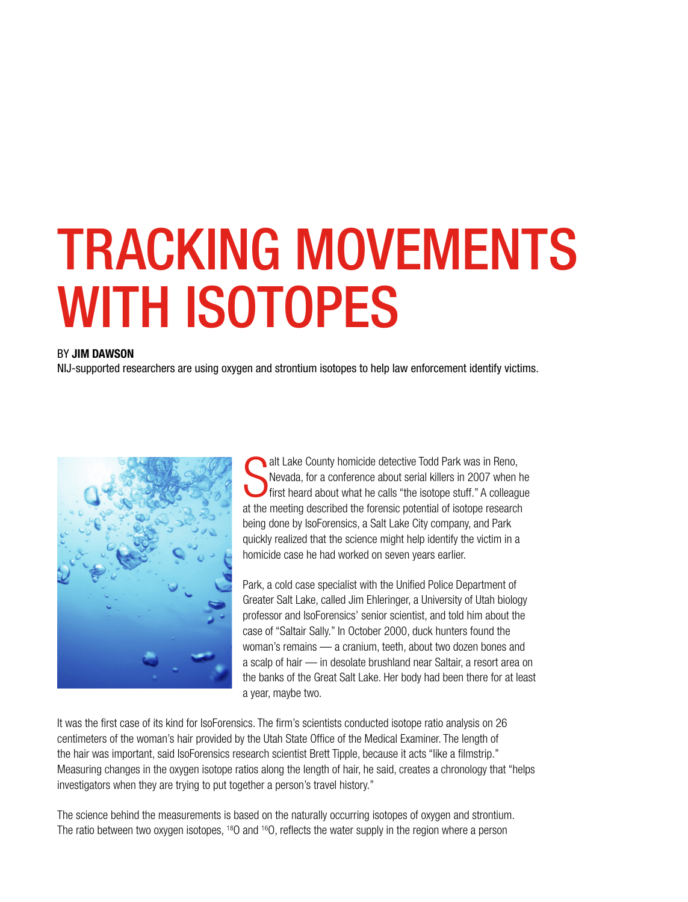# TRACKING MOVEMENTS WITH ISOTOPES

BY **JIM DAWSON**

NIJ-supported researchers are using oxygen and strontium isotopes to help law enforcement identify victims.

Salt Lake County homicide detective Todd Park was in Reno, Nevada, for a conference about serial killers in 2007 when he first heard about what he calls "the isotope stuff." A colleague at the meeting described the forensic potential of isotope research being done by IsoForensics, a Salt Lake City company, and Park quickly realized that the science might help identify the victim in a homicide case he had worked on seven years earlier.

Park, a cold case specialist with the Unified Police Department of Greater Salt Lake, called Jim Ehleringer, a University of Utah biology professor and IsoForensics' senior scientist, and told him about the case of "Saltair Sally." In October 2000, duck hunters found the woman's remains — a cranium, teeth, about two dozen bones and a scalp of hair — in desolate brushland near Saltair, a resort area on the banks of the Great Salt Lake. Her body had been there for at least a year, maybe two.

It was the first case of its kind for IsoForensics. The firm's scientists conducted isotope ratio analysis on 26 centimeters of the woman's hair provided by the Utah State Office of the Medical Examiner. The length of the hair was important, said IsoForensics research scientist Brett Tipple, because it acts "like a filmstrip." Measuring changes in the oxygen isotope ratios along the length of hair, he said, creates a chronology that "helps investigators when they are trying to put together a person's travel history."

The science behind the measurements is based on the naturally occurring isotopes of oxygen and strontium. The ratio between two oxygen isotopes, $^{18}O$ and $^{16}O$, reflects the water supply in the region where a person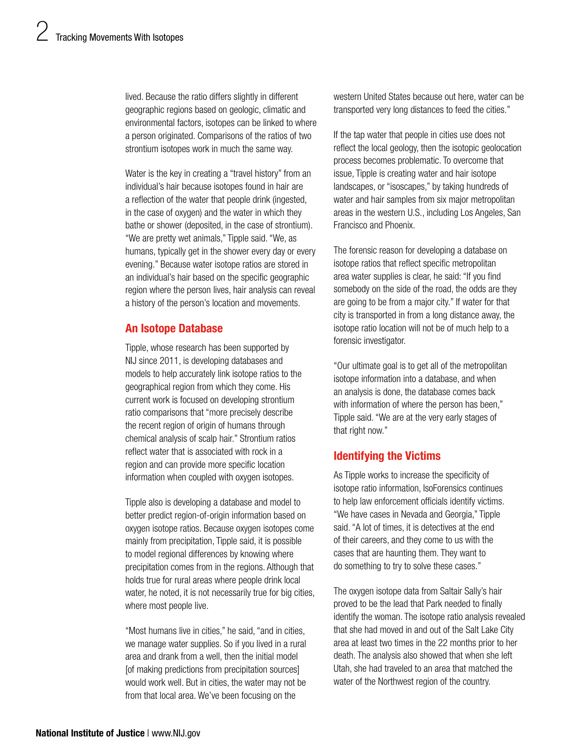lived. Because the ratio differs slightly in different geographic regions based on geologic, climatic and environmental factors, isotopes can be linked to where a person originated. Comparisons of the ratios of two strontium isotopes work in much the same way.

Water is the key in creating a "travel history" from an individual's hair because isotopes found in hair are a reflection of the water that people drink (ingested, in the case of oxygen) and the water in which they bathe or shower (deposited, in the case of strontium). "We are pretty wet animals," Tipple said. "We, as humans, typically get in the shower every day or every evening." Because water isotope ratios are stored in an individual's hair based on the specific geographic region where the person lives, hair analysis can reveal a history of the person's location and movements.

## An Isotope Database

Tipple, whose research has been supported by NIJ since 2011, is developing databases and models to help accurately link isotope ratios to the geographical region from which they come. His current work is focused on developing strontium ratio comparisons that "more precisely describe the recent region of origin of humans through chemical analysis of scalp hair." Strontium ratios reflect water that is associated with rock in a region and can provide more specific location information when coupled with oxygen isotopes.

Tipple also is developing a database and model to better predict region-of-origin information based on oxygen isotope ratios. Because oxygen isotopes come mainly from precipitation, Tipple said, it is possible to model regional differences by knowing where precipitation comes from in the regions. Although that holds true for rural areas where people drink local water, he noted, it is not necessarily true for big cities, where most people live.

"Most humans live in cities," he said, "and in cities, we manage water supplies. So if you lived in a rural area and drank from a well, then the initial model [of making predictions from precipitation sources] would work well. But in cities, the water may not be from that local area. We've been focusing on the western United States because out here, water can be transported very long distances to feed the cities."

If the tap water that people in cities use does not reflect the local geology, then the isotopic geolocation process becomes problematic. To overcome that issue, Tipple is creating water and hair isotope landscapes, or "isoscapes," by taking hundreds of water and hair samples from six major metropolitan areas in the western U.S., including Los Angeles, San Francisco and Phoenix.

The forensic reason for developing a database on isotope ratios that reflect specific metropolitan area water supplies is clear, he said: "If you find somebody on the side of the road, the odds are they are going to be from a major city." If water for that city is transported in from a long distance away, the isotope ratio location will not be of much help to a forensic investigator.

"Our ultimate goal is to get all of the metropolitan isotope information into a database, and when an analysis is done, the database comes back with information of where the person has been," Tipple said. "We are at the very early stages of that right now."

## Identifying the Victims

As Tipple works to increase the specificity of isotope ratio information, IsoForensics continues to help law enforcement officials identify victims. "We have cases in Nevada and Georgia," Tipple said. "A lot of times, it is detectives at the end of their careers, and they come to us with the cases that are haunting them. They want to do something to try to solve these cases."

The oxygen isotope data from Saltair Sally's hair proved to be the lead that Park needed to finally identify the woman. The isotope ratio analysis revealed that she had moved in and out of the Salt Lake City area at least two times in the 22 months prior to her death. The analysis also showed that when she left Utah, she had traveled to an area that matched the water of the Northwest region of the country.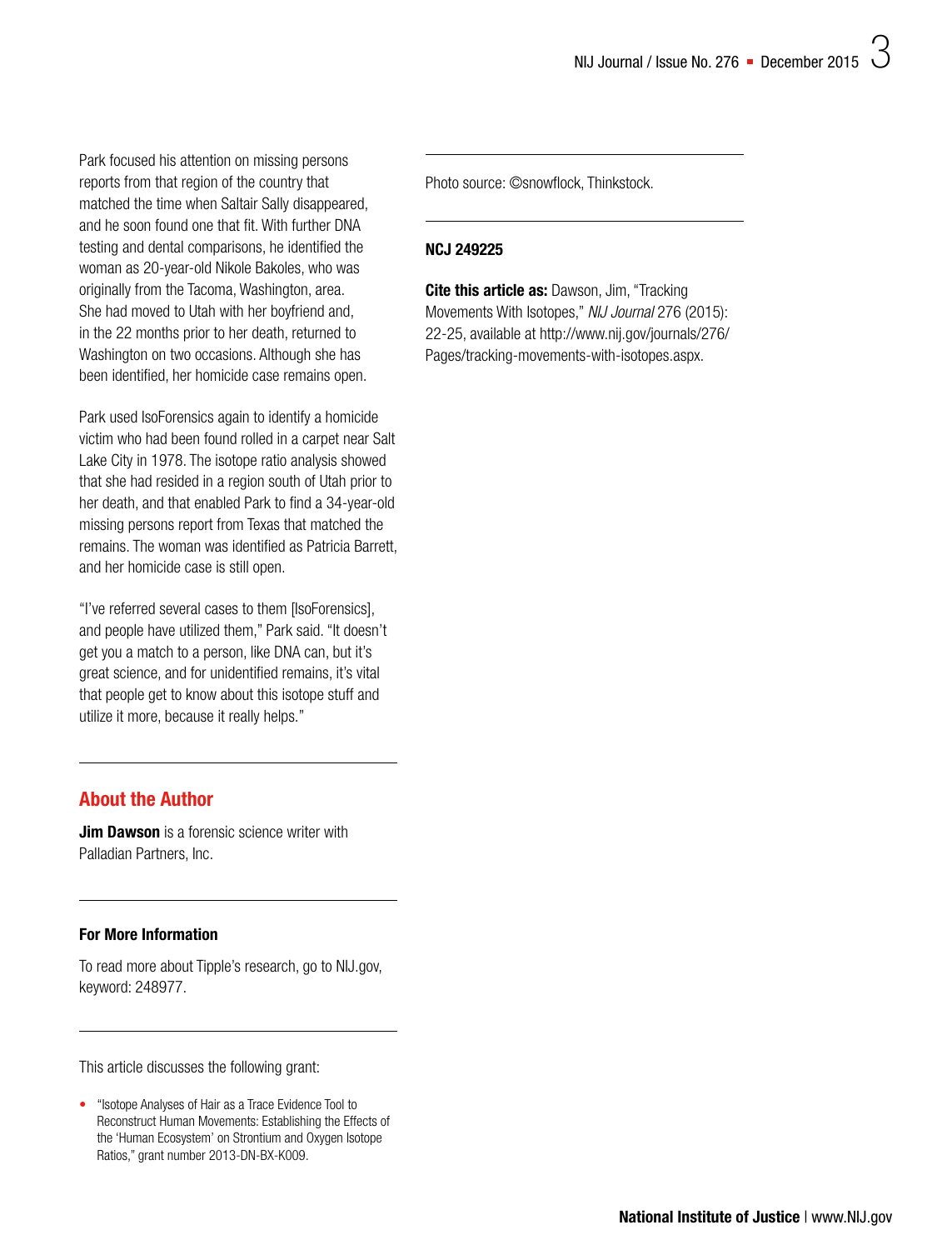Park focused his attention on missing persons reports from that region of the country that matched the time when Saltair Sally disappeared, and he soon found one that fit. With further DNA testing and dental comparisons, he identified the woman as 20-year-old Nikole Bakoles, who was originally from the Tacoma, Washington, area. She had moved to Utah with her boyfriend and, in the 22 months prior to her death, returned to Washington on two occasions. Although she has been identified, her homicide case remains open.

Park used IsoForensics again to identify a homicide victim who had been found rolled in a carpet near Salt Lake City in 1978. The isotope ratio analysis showed that she had resided in a region south of Utah prior to her death, and that enabled Park to find a 34-year-old missing persons report from Texas that matched the remains. The woman was identified as Patricia Barrett, and her homicide case is still open.

"I've referred several cases to them [IsoForensics], and people have utilized them," Park said. "It doesn't get you a match to a person, like DNA can, but it's great science, and for unidentified remains, it's vital that people get to know about this isotope stuff and utilize it more, because it really helps."

## About the Author

**Jim Dawson** is a forensic science writer with Palladian Partners, Inc.

### For More Information

To read more about Tipple's research, go to NIJ.gov, keyword: 248977.

This article discusses the following grant:

- "Isotope Analyses of Hair as a Trace Evidence Tool to Reconstruct Human Movements: Establishing the Effects of the 'Human Ecosystem' on Strontium and Oxygen Isotope Ratios," grant number 2013-DN-BX-K009.

Photo source: ©snowflock, Thinkstock.

**NCJ 249225**

**Cite this article as:** Dawson, Jim, "Tracking Movements With Isotopes," *NIJ Journal* 276 (2015): 22-25, available at http://www.nij.gov/journals/276/Pages/tracking-movements-with-isotopes.aspx.